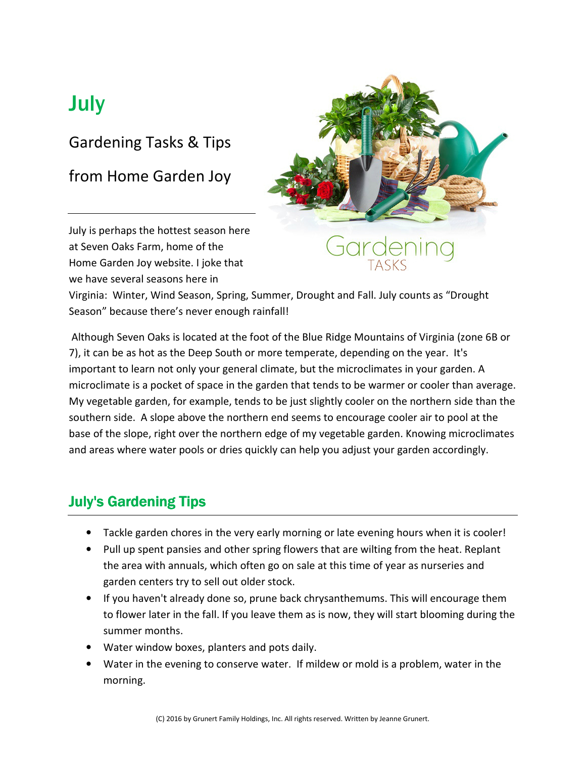# July

## Gardening Tasks & Tips

## from Home Garden Joy

---

July is perhaps the hottest season here at Seven Oaks Farm, home of the Home Garden Joy website. I joke that we have several seasons here in Virginia: Winter, Wind Season, Spring, Summer, Drought and Fall. July counts as "Drought Season" because there's never enough rainfall!

Although Seven Oaks is located at the foot of the Blue Ridge Mountains of Virginia (zone 6B or 7), it can be as hot as the Deep South or more temperate, depending on the year. It's important to learn not only your general climate, but the microclimates in your garden. A microclimate is a pocket of space in the garden that tends to be warmer or cooler than average. My vegetable garden, for example, tends to be just slightly cooler on the northern side than the southern side. A slope above the northern end seems to encourage cooler air to pool at the base of the slope, right over the northern edge of my vegetable garden. Knowing microclimates and areas where water pools or dries quickly can help you adjust your garden accordingly.

## July's Gardening Tips

- Tackle garden chores in the very early morning or late evening hours when it is cooler!
- Pull up spent pansies and other spring flowers that are wilting from the heat. Replant the area with annuals, which often go on sale at this time of year as nurseries and garden centers try to sell out older stock.
- If you haven't already done so, prune back chrysanthemums. This will encourage them to flower later in the fall. If you leave them as is now, they will start blooming during the summer months.
- Water window boxes, planters and pots daily.
- Water in the evening to conserve water. If mildew or mold is a problem, water in the morning.

(C) 2016 by Grunert Family Holdings, Inc. All rights reserved. Written by Jeanne Grunert.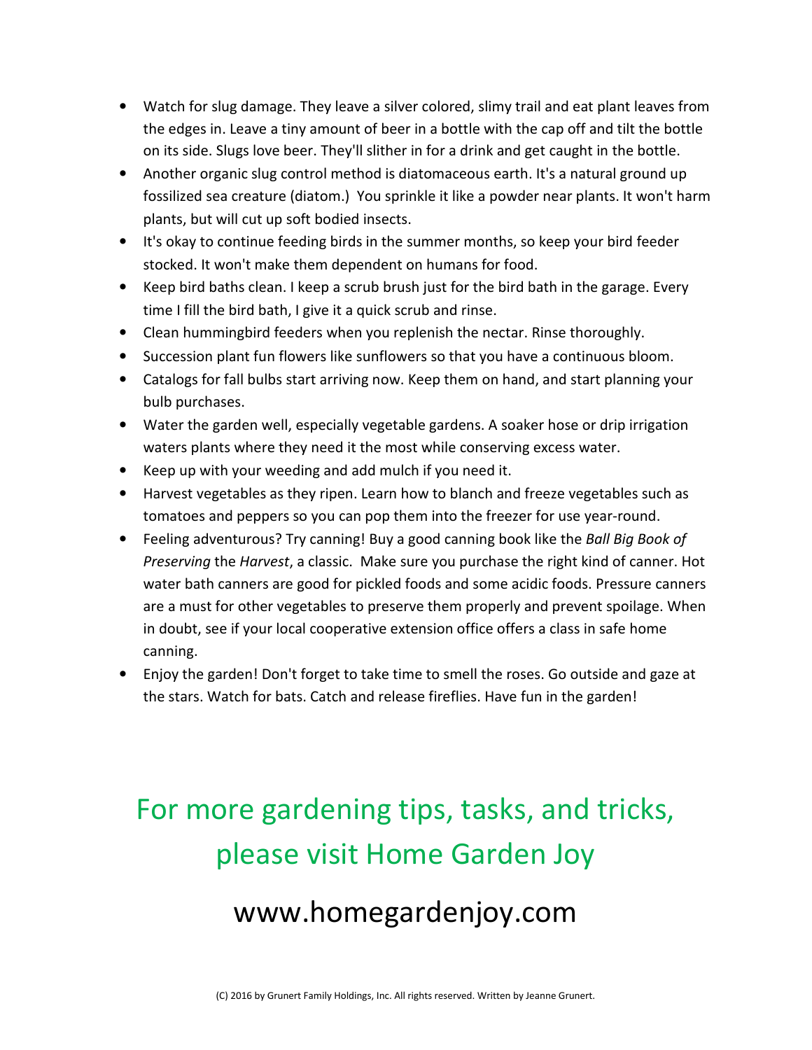- Watch for slug damage. They leave a silver colored, slimy trail and eat plant leaves from the edges in. Leave a tiny amount of beer in a bottle with the cap off and tilt the bottle on its side. Slugs love beer. They'll slither in for a drink and get caught in the bottle.
- Another organic slug control method is diatomaceous earth. It's a natural ground up fossilized sea creature (diatom.) You sprinkle it like a powder near plants. It won't harm plants, but will cut up soft bodied insects.
- It's okay to continue feeding birds in the summer months, so keep your bird feeder stocked. It won't make them dependent on humans for food.
- Keep bird baths clean. I keep a scrub brush just for the bird bath in the garage. Every time I fill the bird bath, I give it a quick scrub and rinse.
- Clean hummingbird feeders when you replenish the nectar. Rinse thoroughly.
- Succession plant fun flowers like sunflowers so that you have a continuous bloom.
- Catalogs for fall bulbs start arriving now. Keep them on hand, and start planning your bulb purchases.
- Water the garden well, especially vegetable gardens. A soaker hose or drip irrigation waters plants where they need it the most while conserving excess water.
- Keep up with your weeding and add mulch if you need it.
- Harvest vegetables as they ripen. Learn how to blanch and freeze vegetables such as tomatoes and peppers so you can pop them into the freezer for use year-round.
- Feeling adventurous? Try canning! Buy a good canning book like the *Ball Big Book of Preserving* the *Harvest*, a classic. Make sure you purchase the right kind of canner. Hot water bath canners are good for pickled foods and some acidic foods. Pressure canners are a must for other vegetables to preserve them properly and prevent spoilage. When in doubt, see if your local cooperative extension office offers a class in safe home canning.
- Enjoy the garden! Don't forget to take time to smell the roses. Go outside and gaze at the stars. Watch for bats. Catch and release fireflies. Have fun in the garden!

## For more gardening tips, tasks, and tricks, please visit Home Garden Joy

## www.homegardenjoy.com

(C) 2016 by Grunert Family Holdings, Inc. All rights reserved. Written by Jeanne Grunert.